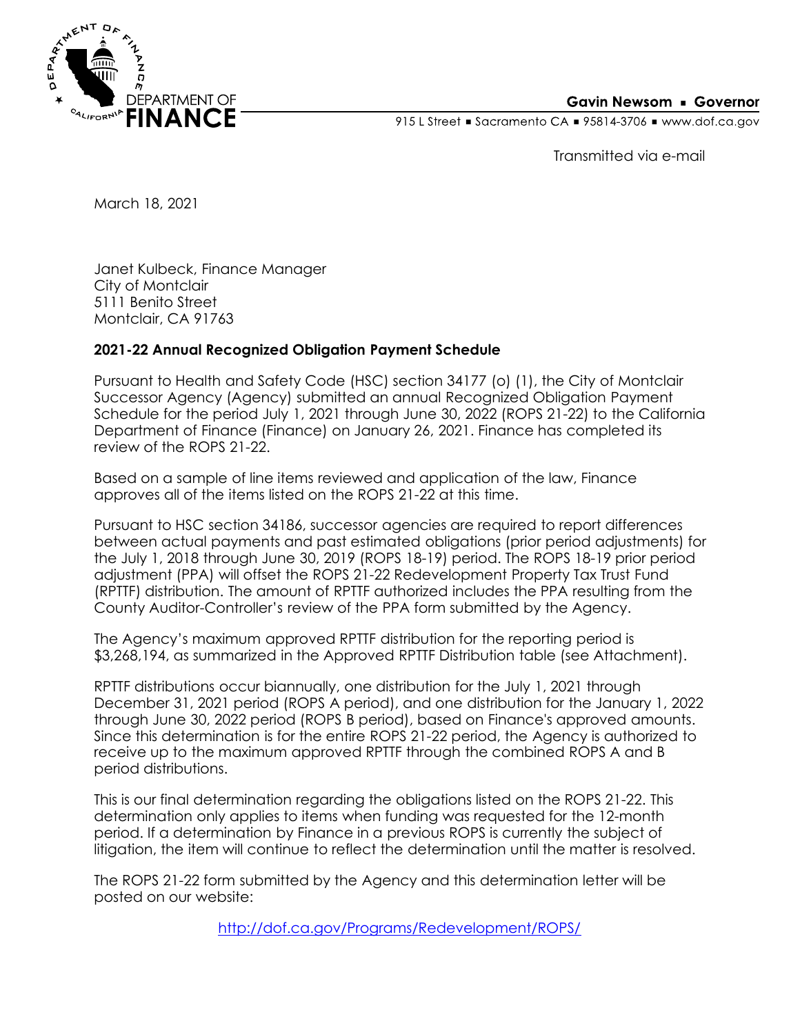DEPARTMENT OF FINANCE

**Gavin Newsom ▪ Governor**

915 L Street ▪ Sacramento CA ▪ 95814-3706 ▪ www.dof.ca.gov

Transmitted via e-mail

March 18, 2021

Janet Kulbeck, Finance Manager
City of Montclair
5111 Benito Street
Montclair, CA 91763

**2021-22 Annual Recognized Obligation Payment Schedule**

Pursuant to Health and Safety Code (HSC) section 34177 (o) (1), the City of Montclair Successor Agency (Agency) submitted an annual Recognized Obligation Payment Schedule for the period July 1, 2021 through June 30, 2022 (ROPS 21-22) to the California Department of Finance (Finance) on January 26, 2021. Finance has completed its review of the ROPS 21-22.

Based on a sample of line items reviewed and application of the law, Finance approves all of the items listed on the ROPS 21-22 at this time.

Pursuant to HSC section 34186, successor agencies are required to report differences between actual payments and past estimated obligations (prior period adjustments) for the July 1, 2018 through June 30, 2019 (ROPS 18-19) period. The ROPS 18-19 prior period adjustment (PPA) will offset the ROPS 21-22 Redevelopment Property Tax Trust Fund (RPTTF) distribution. The amount of RPTTF authorized includes the PPA resulting from the County Auditor-Controller's review of the PPA form submitted by the Agency.

The Agency's maximum approved RPTTF distribution for the reporting period is $3,268,194, as summarized in the Approved RPTTF Distribution table (see Attachment).

RPTTF distributions occur biannually, one distribution for the July 1, 2021 through December 31, 2021 period (ROPS A period), and one distribution for the January 1, 2022 through June 30, 2022 period (ROPS B period), based on Finance's approved amounts. Since this determination is for the entire ROPS 21-22 period, the Agency is authorized to receive up to the maximum approved RPTTF through the combined ROPS A and B period distributions.

This is our final determination regarding the obligations listed on the ROPS 21-22. This determination only applies to items when funding was requested for the 12-month period. If a determination by Finance in a previous ROPS is currently the subject of litigation, the item will continue to reflect the determination until the matter is resolved.

The ROPS 21-22 form submitted by the Agency and this determination letter will be posted on our website:

http://dof.ca.gov/Programs/Redevelopment/ROPS/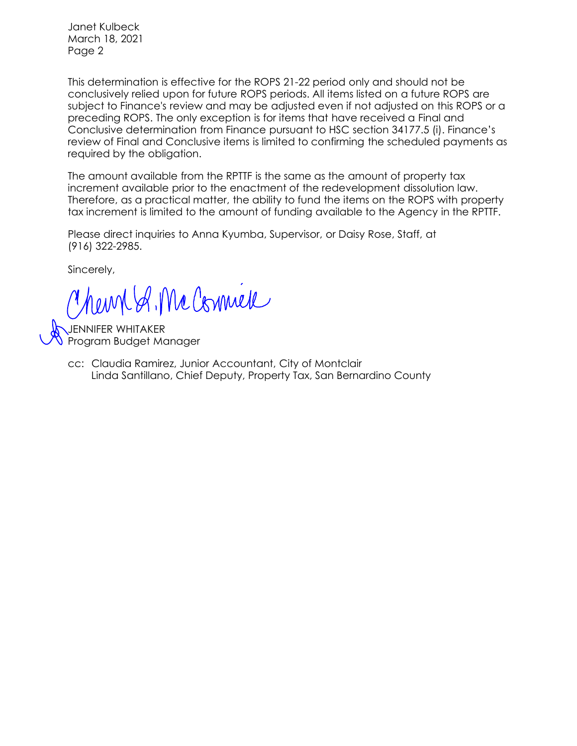Janet Kulbeck
March 18, 2021
Page 2

This determination is effective for the ROPS 21-22 period only and should not be conclusively relied upon for future ROPS periods. All items listed on a future ROPS are subject to Finance's review and may be adjusted even if not adjusted on this ROPS or a preceding ROPS. The only exception is for items that have received a Final and Conclusive determination from Finance pursuant to HSC section 34177.5 (i). Finance's review of Final and Conclusive items is limited to confirming the scheduled payments as required by the obligation.

The amount available from the RPTTF is the same as the amount of property tax increment available prior to the enactment of the redevelopment dissolution law. Therefore, as a practical matter, the ability to fund the items on the ROPS with property tax increment is limited to the amount of funding available to the Agency in the RPTTF.

Please direct inquiries to Anna Kyumba, Supervisor, or Daisy Rose, Staff, at (916) 322-2985.

Sincerely,

JENNIFER WHITAKER
Program Budget Manager

cc: Claudia Ramirez, Junior Accountant, City of Montclair
Linda Santillano, Chief Deputy, Property Tax, San Bernardino County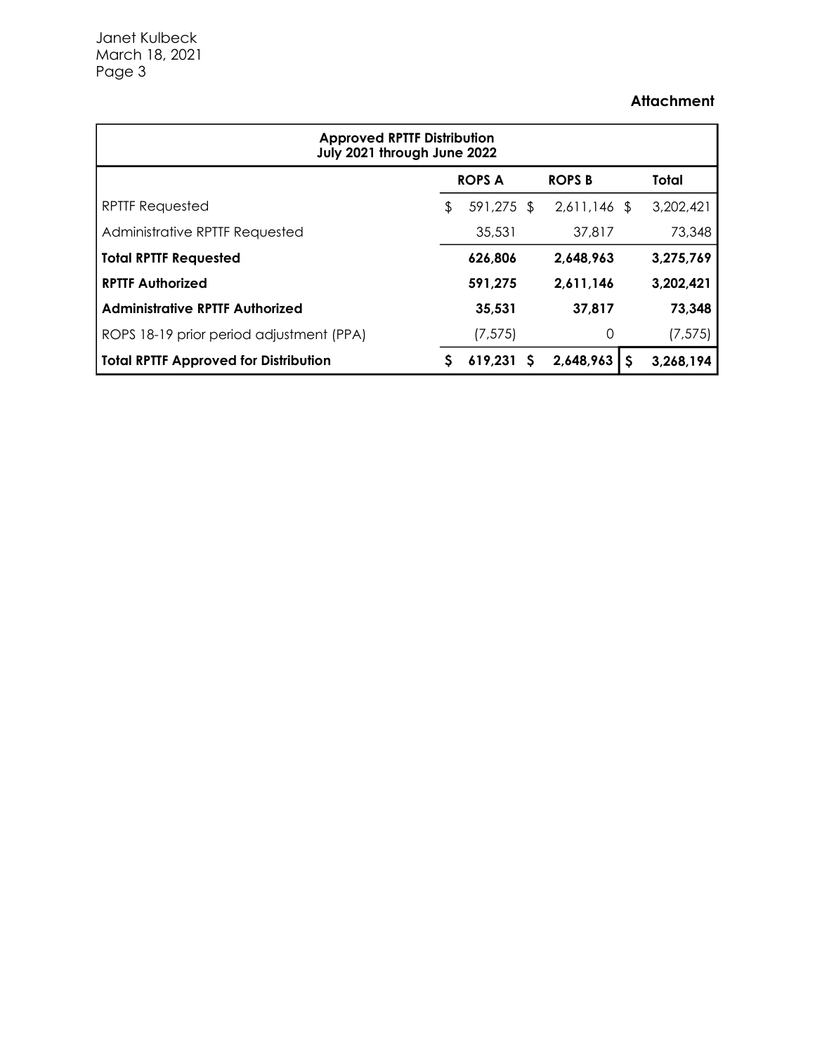**Attachment**

| Approved RPTTF Distribution July 2021 through June 2022 | | | |
|---|---|---|---|
| | **ROPS A** | **ROPS B** | **Total** |
| RPTTF Requested | $ 591,275 | $ 2,611,146 | $ 3,202,421 |
| Administrative RPTTF Requested | 35,531 | 37,817 | 73,348 |
| **Total RPTTF Requested** | **626,806** | **2,648,963** | **3,275,769** |
| **RPTTF Authorized** | **591,275** | **2,611,146** | **3,202,421** |
| **Administrative RPTTF Authorized** | **35,531** | **37,817** | **73,348** |
| ROPS 18-19 prior period adjustment (PPA) | (7,575) | 0 | (7,575) |
| **Total RPTTF Approved for Distribution** | **$ 619,231** | **$ 2,648,963** | **$ 3,268,194** |